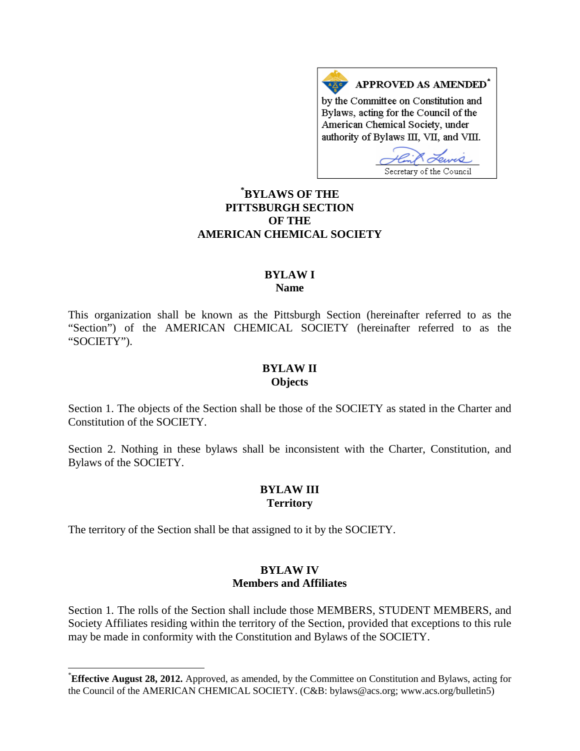**APPROVED AS AMENDED**[*]

by the Committee on Constitution and Bylaws, acting for the Council of the American Chemical Society, under authority of Bylaws III, VII, and VIII.

Secretary of the Council

# [*]BYLAWS OF THE PITTSBURGH SECTION OF THE AMERICAN CHEMICAL SOCIETY

## BYLAW I
### Name

This organization shall be known as the Pittsburgh Section (hereinafter referred to as the "Section") of the AMERICAN CHEMICAL SOCIETY (hereinafter referred to as the "SOCIETY").

## BYLAW II
### Objects

Section 1. The objects of the Section shall be those of the SOCIETY as stated in the Charter and Constitution of the SOCIETY.

Section 2. Nothing in these bylaws shall be inconsistent with the Charter, Constitution, and Bylaws of the SOCIETY.

## BYLAW III
### Territory

The territory of the Section shall be that assigned to it by the SOCIETY.

## BYLAW IV
### Members and Affiliates

Section 1. The rolls of the Section shall include those MEMBERS, STUDENT MEMBERS, and Society Affiliates residing within the territory of the Section, provided that exceptions to this rule may be made in conformity with the Constitution and Bylaws of the SOCIETY.

---

[*]**Effective August 28, 2012.** Approved, as amended, by the Committee on Constitution and Bylaws, acting for the Council of the AMERICAN CHEMICAL SOCIETY. (C&B: bylaws@acs.org; www.acs.org/bulletin5)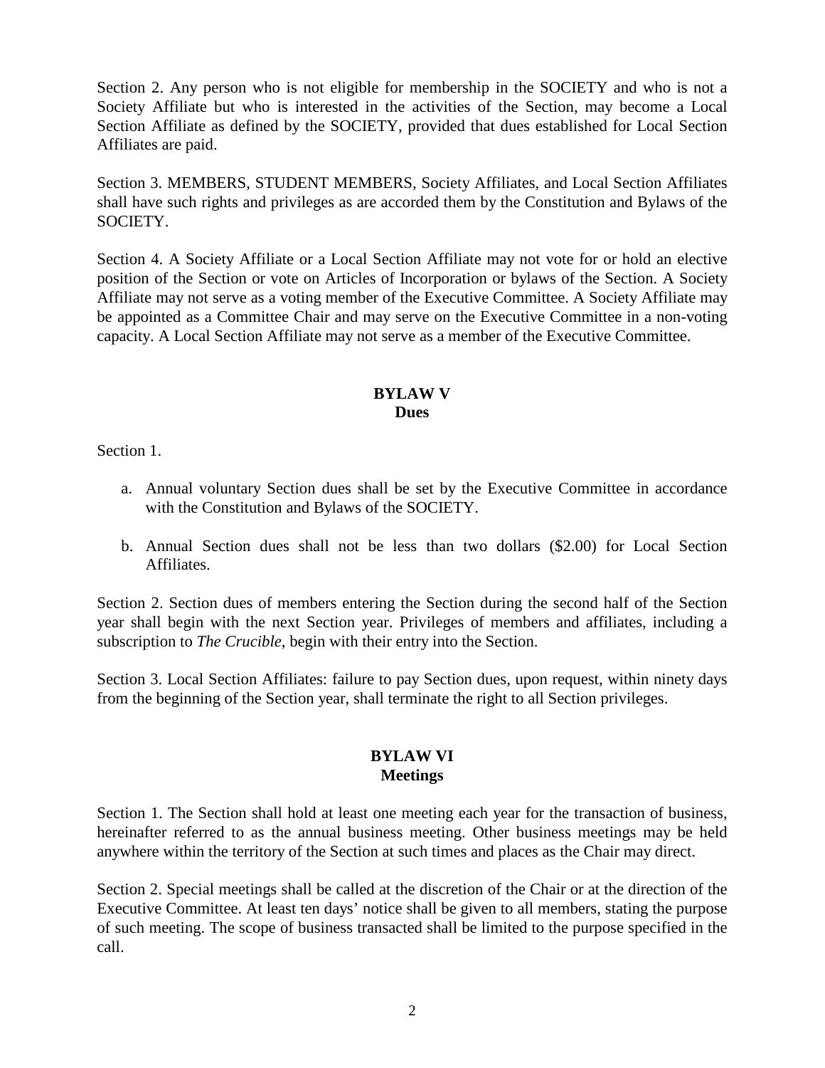Section 2. Any person who is not eligible for membership in the SOCIETY and who is not a Society Affiliate but who is interested in the activities of the Section, may become a Local Section Affiliate as defined by the SOCIETY, provided that dues established for Local Section Affiliates are paid.

Section 3. MEMBERS, STUDENT MEMBERS, Society Affiliates, and Local Section Affiliates shall have such rights and privileges as are accorded them by the Constitution and Bylaws of the SOCIETY.

Section 4. A Society Affiliate or a Local Section Affiliate may not vote for or hold an elective position of the Section or vote on Articles of Incorporation or bylaws of the Section. A Society Affiliate may not serve as a voting member of the Executive Committee. A Society Affiliate may be appointed as a Committee Chair and may serve on the Executive Committee in a non-voting capacity. A Local Section Affiliate may not serve as a member of the Executive Committee.

## BYLAW V
## Dues

Section 1.

a. Annual voluntary Section dues shall be set by the Executive Committee in accordance with the Constitution and Bylaws of the SOCIETY.

b. Annual Section dues shall not be less than two dollars ($2.00) for Local Section Affiliates.

Section 2. Section dues of members entering the Section during the second half of the Section year shall begin with the next Section year. Privileges of members and affiliates, including a subscription to *The Crucible*, begin with their entry into the Section.

Section 3. Local Section Affiliates: failure to pay Section dues, upon request, within ninety days from the beginning of the Section year, shall terminate the right to all Section privileges.

## BYLAW VI
## Meetings

Section 1. The Section shall hold at least one meeting each year for the transaction of business, hereinafter referred to as the annual business meeting. Other business meetings may be held anywhere within the territory of the Section at such times and places as the Chair may direct.

Section 2. Special meetings shall be called at the discretion of the Chair or at the direction of the Executive Committee. At least ten days' notice shall be given to all members, stating the purpose of such meeting. The scope of business transacted shall be limited to the purpose specified in the call.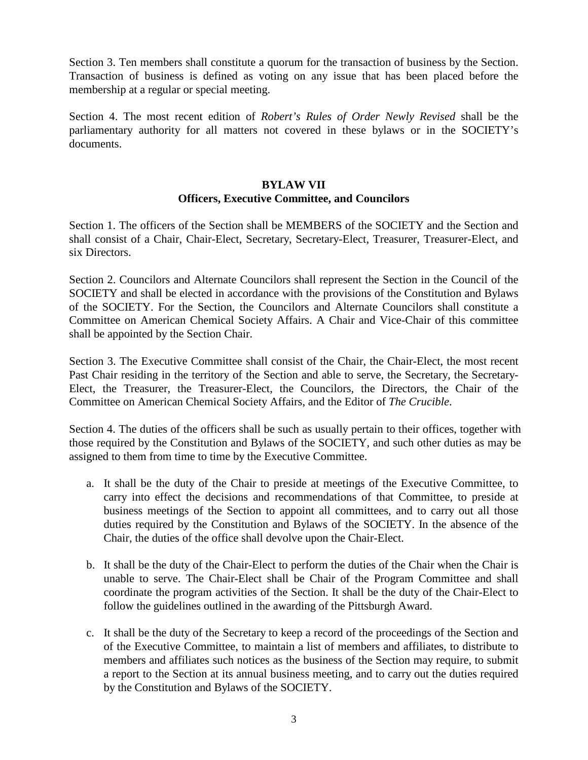Section 3. Ten members shall constitute a quorum for the transaction of business by the Section. Transaction of business is defined as voting on any issue that has been placed before the membership at a regular or special meeting.

Section 4. The most recent edition of *Robert's Rules of Order Newly Revised* shall be the parliamentary authority for all matters not covered in these bylaws or in the SOCIETY's documents.

## BYLAW VII
### Officers, Executive Committee, and Councilors

Section 1. The officers of the Section shall be MEMBERS of the SOCIETY and the Section and shall consist of a Chair, Chair-Elect, Secretary, Secretary-Elect, Treasurer, Treasurer-Elect, and six Directors.

Section 2. Councilors and Alternate Councilors shall represent the Section in the Council of the SOCIETY and shall be elected in accordance with the provisions of the Constitution and Bylaws of the SOCIETY. For the Section, the Councilors and Alternate Councilors shall constitute a Committee on American Chemical Society Affairs. A Chair and Vice-Chair of this committee shall be appointed by the Section Chair.

Section 3. The Executive Committee shall consist of the Chair, the Chair-Elect, the most recent Past Chair residing in the territory of the Section and able to serve, the Secretary, the Secretary-Elect, the Treasurer, the Treasurer-Elect, the Councilors, the Directors, the Chair of the Committee on American Chemical Society Affairs, and the Editor of *The Crucible*.

Section 4. The duties of the officers shall be such as usually pertain to their offices, together with those required by the Constitution and Bylaws of the SOCIETY, and such other duties as may be assigned to them from time to time by the Executive Committee.

a. It shall be the duty of the Chair to preside at meetings of the Executive Committee, to carry into effect the decisions and recommendations of that Committee, to preside at business meetings of the Section to appoint all committees, and to carry out all those duties required by the Constitution and Bylaws of the SOCIETY. In the absence of the Chair, the duties of the office shall devolve upon the Chair-Elect.

b. It shall be the duty of the Chair-Elect to perform the duties of the Chair when the Chair is unable to serve. The Chair-Elect shall be Chair of the Program Committee and shall coordinate the program activities of the Section. It shall be the duty of the Chair-Elect to follow the guidelines outlined in the awarding of the Pittsburgh Award.

c. It shall be the duty of the Secretary to keep a record of the proceedings of the Section and of the Executive Committee, to maintain a list of members and affiliates, to distribute to members and affiliates such notices as the business of the Section may require, to submit a report to the Section at its annual business meeting, and to carry out the duties required by the Constitution and Bylaws of the SOCIETY.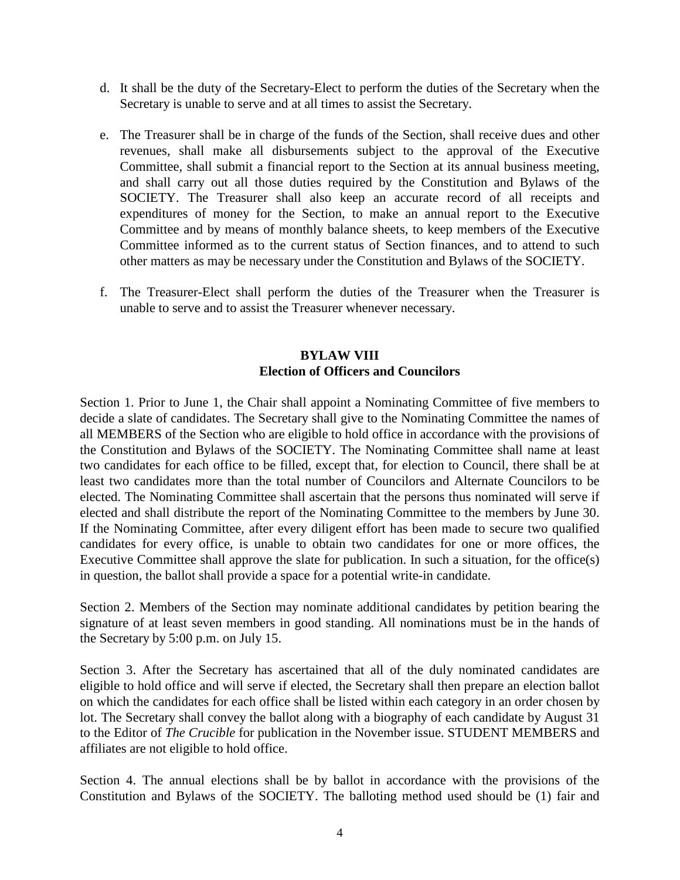d. It shall be the duty of the Secretary-Elect to perform the duties of the Secretary when the Secretary is unable to serve and at all times to assist the Secretary.

e. The Treasurer shall be in charge of the funds of the Section, shall receive dues and other revenues, shall make all disbursements subject to the approval of the Executive Committee, shall submit a financial report to the Section at its annual business meeting, and shall carry out all those duties required by the Constitution and Bylaws of the SOCIETY. The Treasurer shall also keep an accurate record of all receipts and expenditures of money for the Section, to make an annual report to the Executive Committee and by means of monthly balance sheets, to keep members of the Executive Committee informed as to the current status of Section finances, and to attend to such other matters as may be necessary under the Constitution and Bylaws of the SOCIETY.

f. The Treasurer-Elect shall perform the duties of the Treasurer when the Treasurer is unable to serve and to assist the Treasurer whenever necessary.

## BYLAW VIII
## Election of Officers and Councilors

Section 1. Prior to June 1, the Chair shall appoint a Nominating Committee of five members to decide a slate of candidates. The Secretary shall give to the Nominating Committee the names of all MEMBERS of the Section who are eligible to hold office in accordance with the provisions of the Constitution and Bylaws of the SOCIETY. The Nominating Committee shall name at least two candidates for each office to be filled, except that, for election to Council, there shall be at least two candidates more than the total number of Councilors and Alternate Councilors to be elected. The Nominating Committee shall ascertain that the persons thus nominated will serve if elected and shall distribute the report of the Nominating Committee to the members by June 30. If the Nominating Committee, after every diligent effort has been made to secure two qualified candidates for every office, is unable to obtain two candidates for one or more offices, the Executive Committee shall approve the slate for publication. In such a situation, for the office(s) in question, the ballot shall provide a space for a potential write-in candidate.

Section 2. Members of the Section may nominate additional candidates by petition bearing the signature of at least seven members in good standing. All nominations must be in the hands of the Secretary by 5:00 p.m. on July 15.

Section 3. After the Secretary has ascertained that all of the duly nominated candidates are eligible to hold office and will serve if elected, the Secretary shall then prepare an election ballot on which the candidates for each office shall be listed within each category in an order chosen by lot. The Secretary shall convey the ballot along with a biography of each candidate by August 31 to the Editor of *The Crucible* for publication in the November issue. STUDENT MEMBERS and affiliates are not eligible to hold office.

Section 4. The annual elections shall be by ballot in accordance with the provisions of the Constitution and Bylaws of the SOCIETY. The balloting method used should be (1) fair and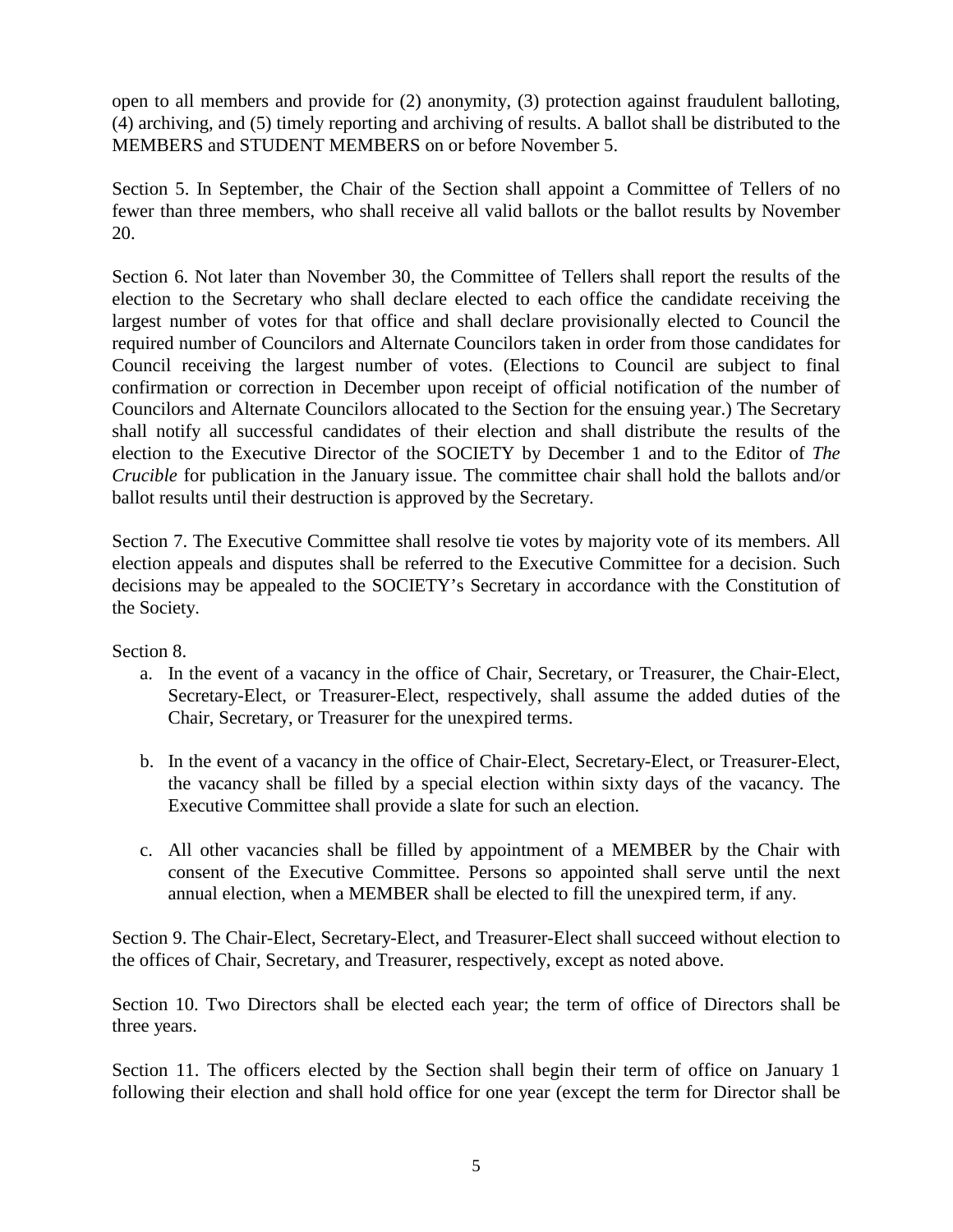open to all members and provide for (2) anonymity, (3) protection against fraudulent balloting, (4) archiving, and (5) timely reporting and archiving of results. A ballot shall be distributed to the MEMBERS and STUDENT MEMBERS on or before November 5.

Section 5. In September, the Chair of the Section shall appoint a Committee of Tellers of no fewer than three members, who shall receive all valid ballots or the ballot results by November 20.

Section 6. Not later than November 30, the Committee of Tellers shall report the results of the election to the Secretary who shall declare elected to each office the candidate receiving the largest number of votes for that office and shall declare provisionally elected to Council the required number of Councilors and Alternate Councilors taken in order from those candidates for Council receiving the largest number of votes. (Elections to Council are subject to final confirmation or correction in December upon receipt of official notification of the number of Councilors and Alternate Councilors allocated to the Section for the ensuing year.) The Secretary shall notify all successful candidates of their election and shall distribute the results of the election to the Executive Director of the SOCIETY by December 1 and to the Editor of *The Crucible* for publication in the January issue. The committee chair shall hold the ballots and/or ballot results until their destruction is approved by the Secretary.

Section 7. The Executive Committee shall resolve tie votes by majority vote of its members. All election appeals and disputes shall be referred to the Executive Committee for a decision. Such decisions may be appealed to the SOCIETY's Secretary in accordance with the Constitution of the Society.

Section 8.

a. In the event of a vacancy in the office of Chair, Secretary, or Treasurer, the Chair-Elect, Secretary-Elect, or Treasurer-Elect, respectively, shall assume the added duties of the Chair, Secretary, or Treasurer for the unexpired terms.

b. In the event of a vacancy in the office of Chair-Elect, Secretary-Elect, or Treasurer-Elect, the vacancy shall be filled by a special election within sixty days of the vacancy. The Executive Committee shall provide a slate for such an election.

c. All other vacancies shall be filled by appointment of a MEMBER by the Chair with consent of the Executive Committee. Persons so appointed shall serve until the next annual election, when a MEMBER shall be elected to fill the unexpired term, if any.

Section 9. The Chair-Elect, Secretary-Elect, and Treasurer-Elect shall succeed without election to the offices of Chair, Secretary, and Treasurer, respectively, except as noted above.

Section 10. Two Directors shall be elected each year; the term of office of Directors shall be three years.

Section 11. The officers elected by the Section shall begin their term of office on January 1 following their election and shall hold office for one year (except the term for Director shall be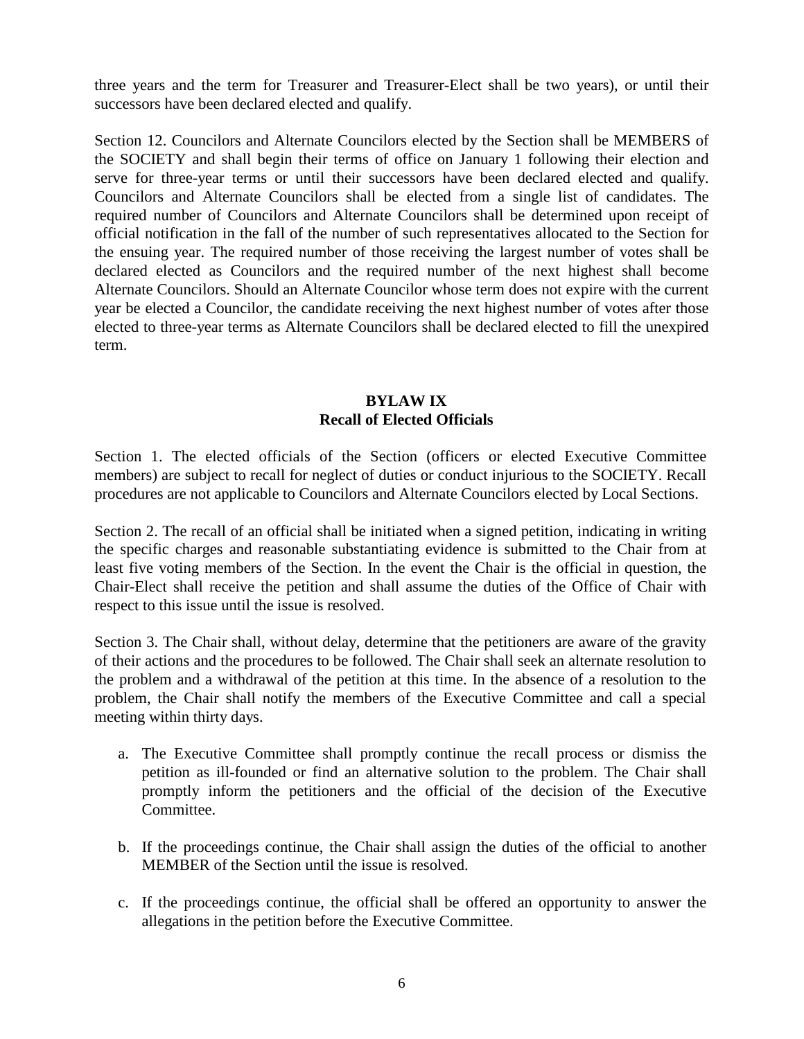three years and the term for Treasurer and Treasurer-Elect shall be two years), or until their successors have been declared elected and qualify.

Section 12. Councilors and Alternate Councilors elected by the Section shall be MEMBERS of the SOCIETY and shall begin their terms of office on January 1 following their election and serve for three-year terms or until their successors have been declared elected and qualify. Councilors and Alternate Councilors shall be elected from a single list of candidates. The required number of Councilors and Alternate Councilors shall be determined upon receipt of official notification in the fall of the number of such representatives allocated to the Section for the ensuing year. The required number of those receiving the largest number of votes shall be declared elected as Councilors and the required number of the next highest shall become Alternate Councilors. Should an Alternate Councilor whose term does not expire with the current year be elected a Councilor, the candidate receiving the next highest number of votes after those elected to three-year terms as Alternate Councilors shall be declared elected to fill the unexpired term.

## BYLAW IX
## Recall of Elected Officials

Section 1. The elected officials of the Section (officers or elected Executive Committee members) are subject to recall for neglect of duties or conduct injurious to the SOCIETY. Recall procedures are not applicable to Councilors and Alternate Councilors elected by Local Sections.

Section 2. The recall of an official shall be initiated when a signed petition, indicating in writing the specific charges and reasonable substantiating evidence is submitted to the Chair from at least five voting members of the Section. In the event the Chair is the official in question, the Chair-Elect shall receive the petition and shall assume the duties of the Office of Chair with respect to this issue until the issue is resolved.

Section 3. The Chair shall, without delay, determine that the petitioners are aware of the gravity of their actions and the procedures to be followed. The Chair shall seek an alternate resolution to the problem and a withdrawal of the petition at this time. In the absence of a resolution to the problem, the Chair shall notify the members of the Executive Committee and call a special meeting within thirty days.

a. The Executive Committee shall promptly continue the recall process or dismiss the petition as ill-founded or find an alternative solution to the problem. The Chair shall promptly inform the petitioners and the official of the decision of the Executive Committee.

b. If the proceedings continue, the Chair shall assign the duties of the official to another MEMBER of the Section until the issue is resolved.

c. If the proceedings continue, the official shall be offered an opportunity to answer the allegations in the petition before the Executive Committee.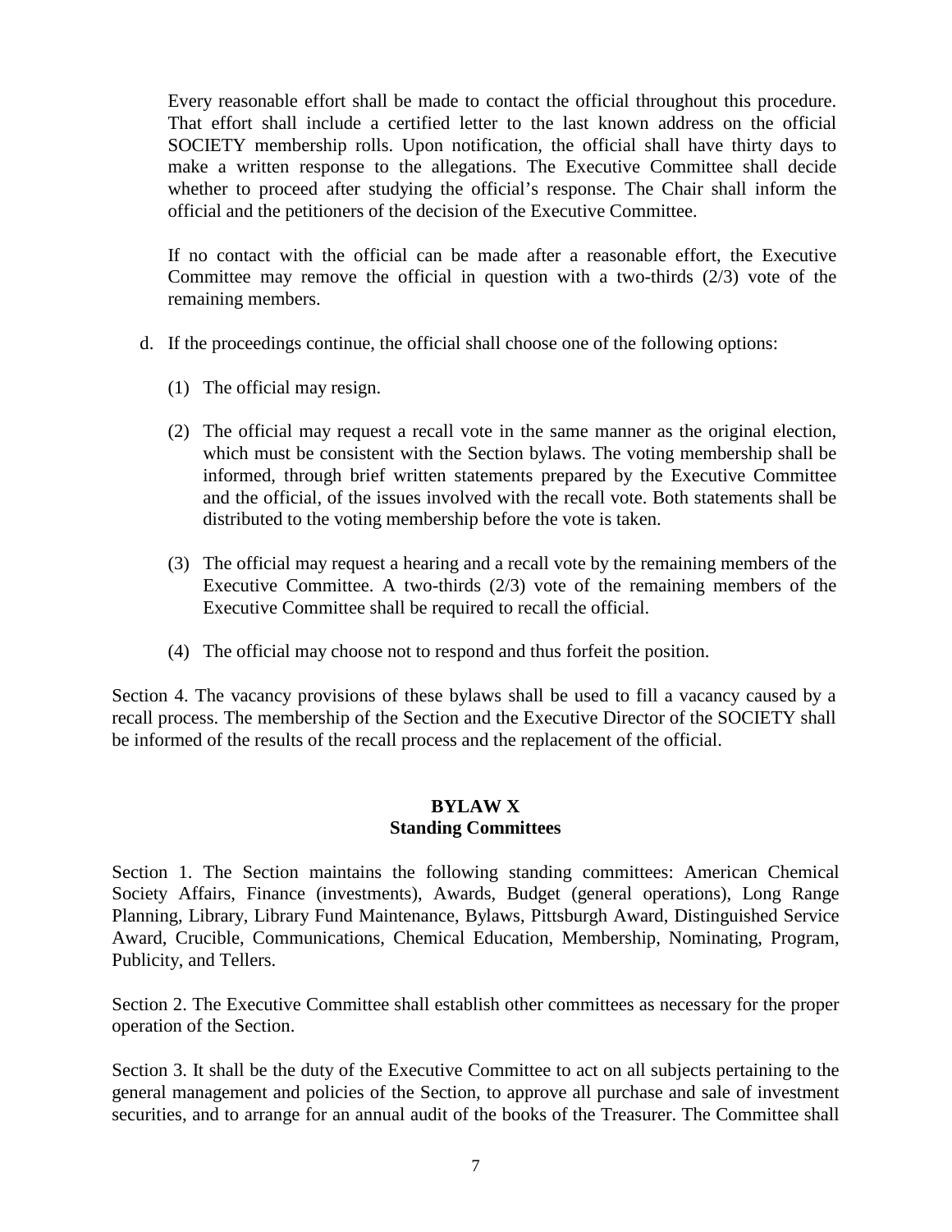Every reasonable effort shall be made to contact the official throughout this procedure. That effort shall include a certified letter to the last known address on the official SOCIETY membership rolls. Upon notification, the official shall have thirty days to make a written response to the allegations. The Executive Committee shall decide whether to proceed after studying the official's response. The Chair shall inform the official and the petitioners of the decision of the Executive Committee.

If no contact with the official can be made after a reasonable effort, the Executive Committee may remove the official in question with a two-thirds (2/3) vote of the remaining members.

d. If the proceedings continue, the official shall choose one of the following options:

   (1) The official may resign.

   (2) The official may request a recall vote in the same manner as the original election, which must be consistent with the Section bylaws. The voting membership shall be informed, through brief written statements prepared by the Executive Committee and the official, of the issues involved with the recall vote. Both statements shall be distributed to the voting membership before the vote is taken.

   (3) The official may request a hearing and a recall vote by the remaining members of the Executive Committee. A two-thirds (2/3) vote of the remaining members of the Executive Committee shall be required to recall the official.

   (4) The official may choose not to respond and thus forfeit the position.

Section 4. The vacancy provisions of these bylaws shall be used to fill a vacancy caused by a recall process. The membership of the Section and the Executive Director of the SOCIETY shall be informed of the results of the recall process and the replacement of the official.

## BYLAW X
## Standing Committees

Section 1. The Section maintains the following standing committees: American Chemical Society Affairs, Finance (investments), Awards, Budget (general operations), Long Range Planning, Library, Library Fund Maintenance, Bylaws, Pittsburgh Award, Distinguished Service Award, Crucible, Communications, Chemical Education, Membership, Nominating, Program, Publicity, and Tellers.

Section 2. The Executive Committee shall establish other committees as necessary for the proper operation of the Section.

Section 3. It shall be the duty of the Executive Committee to act on all subjects pertaining to the general management and policies of the Section, to approve all purchase and sale of investment securities, and to arrange for an annual audit of the books of the Treasurer. The Committee shall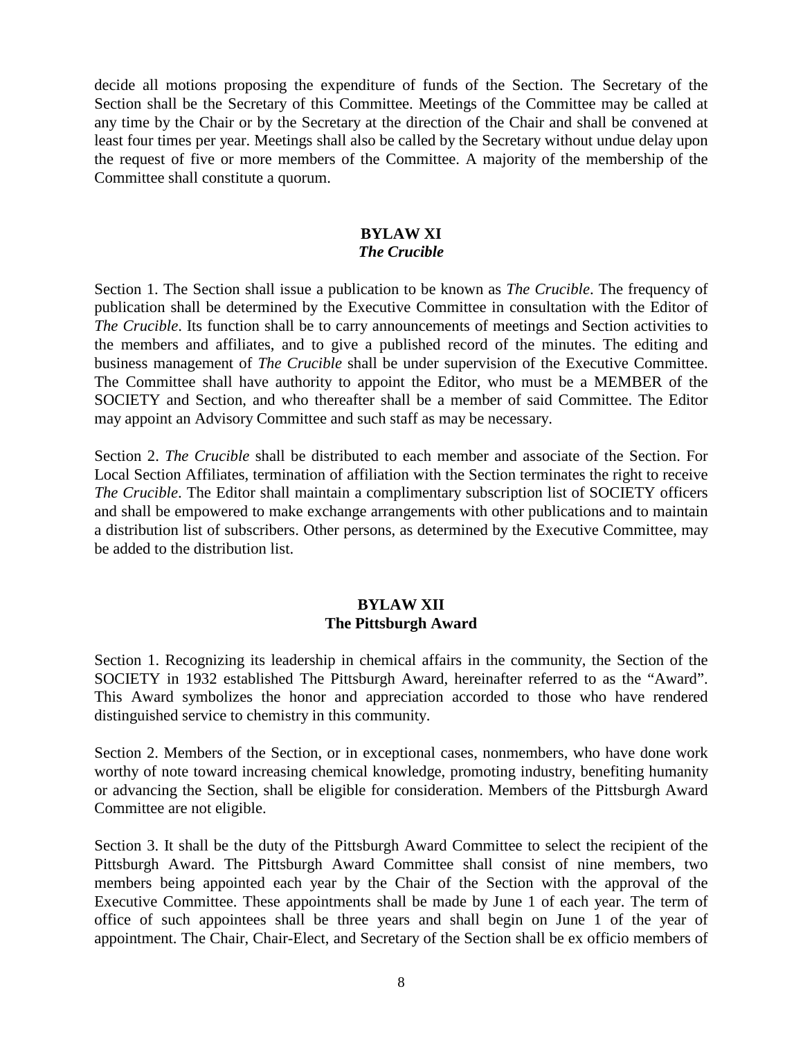decide all motions proposing the expenditure of funds of the Section. The Secretary of the Section shall be the Secretary of this Committee. Meetings of the Committee may be called at any time by the Chair or by the Secretary at the direction of the Chair and shall be convened at least four times per year. Meetings shall also be called by the Secretary without undue delay upon the request of five or more members of the Committee. A majority of the membership of the Committee shall constitute a quorum.

## BYLAW XI
### *The Crucible*

Section 1. The Section shall issue a publication to be known as *The Crucible*. The frequency of publication shall be determined by the Executive Committee in consultation with the Editor of *The Crucible*. Its function shall be to carry announcements of meetings and Section activities to the members and affiliates, and to give a published record of the minutes. The editing and business management of *The Crucible* shall be under supervision of the Executive Committee. The Committee shall have authority to appoint the Editor, who must be a MEMBER of the SOCIETY and Section, and who thereafter shall be a member of said Committee. The Editor may appoint an Advisory Committee and such staff as may be necessary.

Section 2. *The Crucible* shall be distributed to each member and associate of the Section. For Local Section Affiliates, termination of affiliation with the Section terminates the right to receive *The Crucible*. The Editor shall maintain a complimentary subscription list of SOCIETY officers and shall be empowered to make exchange arrangements with other publications and to maintain a distribution list of subscribers. Other persons, as determined by the Executive Committee, may be added to the distribution list.

## BYLAW XII
### The Pittsburgh Award

Section 1. Recognizing its leadership in chemical affairs in the community, the Section of the SOCIETY in 1932 established The Pittsburgh Award, hereinafter referred to as the "Award". This Award symbolizes the honor and appreciation accorded to those who have rendered distinguished service to chemistry in this community.

Section 2. Members of the Section, or in exceptional cases, nonmembers, who have done work worthy of note toward increasing chemical knowledge, promoting industry, benefiting humanity or advancing the Section, shall be eligible for consideration. Members of the Pittsburgh Award Committee are not eligible.

Section 3. It shall be the duty of the Pittsburgh Award Committee to select the recipient of the Pittsburgh Award. The Pittsburgh Award Committee shall consist of nine members, two members being appointed each year by the Chair of the Section with the approval of the Executive Committee. These appointments shall be made by June 1 of each year. The term of office of such appointees shall be three years and shall begin on June 1 of the year of appointment. The Chair, Chair-Elect, and Secretary of the Section shall be ex officio members of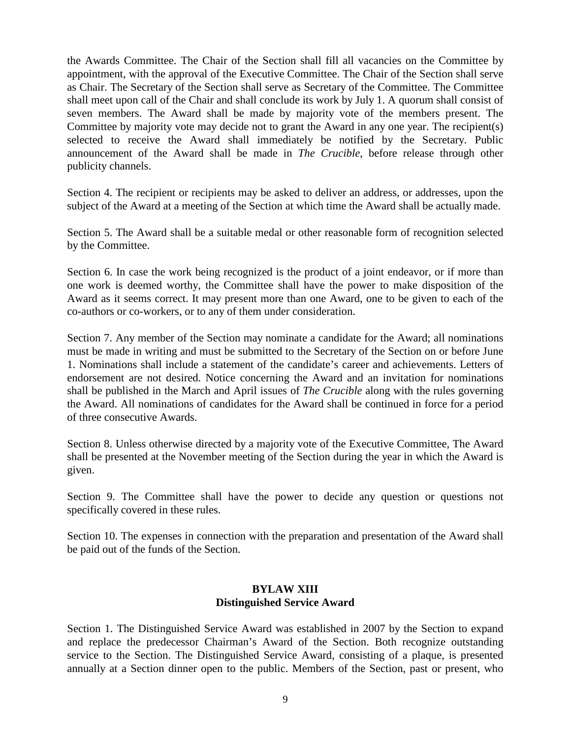the Awards Committee. The Chair of the Section shall fill all vacancies on the Committee by appointment, with the approval of the Executive Committee. The Chair of the Section shall serve as Chair. The Secretary of the Section shall serve as Secretary of the Committee. The Committee shall meet upon call of the Chair and shall conclude its work by July 1. A quorum shall consist of seven members. The Award shall be made by majority vote of the members present. The Committee by majority vote may decide not to grant the Award in any one year. The recipient(s) selected to receive the Award shall immediately be notified by the Secretary. Public announcement of the Award shall be made in *The Crucible*, before release through other publicity channels.

Section 4. The recipient or recipients may be asked to deliver an address, or addresses, upon the subject of the Award at a meeting of the Section at which time the Award shall be actually made.

Section 5. The Award shall be a suitable medal or other reasonable form of recognition selected by the Committee.

Section 6. In case the work being recognized is the product of a joint endeavor, or if more than one work is deemed worthy, the Committee shall have the power to make disposition of the Award as it seems correct. It may present more than one Award, one to be given to each of the co-authors or co-workers, or to any of them under consideration.

Section 7. Any member of the Section may nominate a candidate for the Award; all nominations must be made in writing and must be submitted to the Secretary of the Section on or before June 1. Nominations shall include a statement of the candidate's career and achievements. Letters of endorsement are not desired. Notice concerning the Award and an invitation for nominations shall be published in the March and April issues of *The Crucible* along with the rules governing the Award. All nominations of candidates for the Award shall be continued in force for a period of three consecutive Awards.

Section 8. Unless otherwise directed by a majority vote of the Executive Committee, The Award shall be presented at the November meeting of the Section during the year in which the Award is given.

Section 9. The Committee shall have the power to decide any question or questions not specifically covered in these rules.

Section 10. The expenses in connection with the preparation and presentation of the Award shall be paid out of the funds of the Section.

## BYLAW XIII
## Distinguished Service Award

Section 1. The Distinguished Service Award was established in 2007 by the Section to expand and replace the predecessor Chairman's Award of the Section. Both recognize outstanding service to the Section. The Distinguished Service Award, consisting of a plaque, is presented annually at a Section dinner open to the public. Members of the Section, past or present, who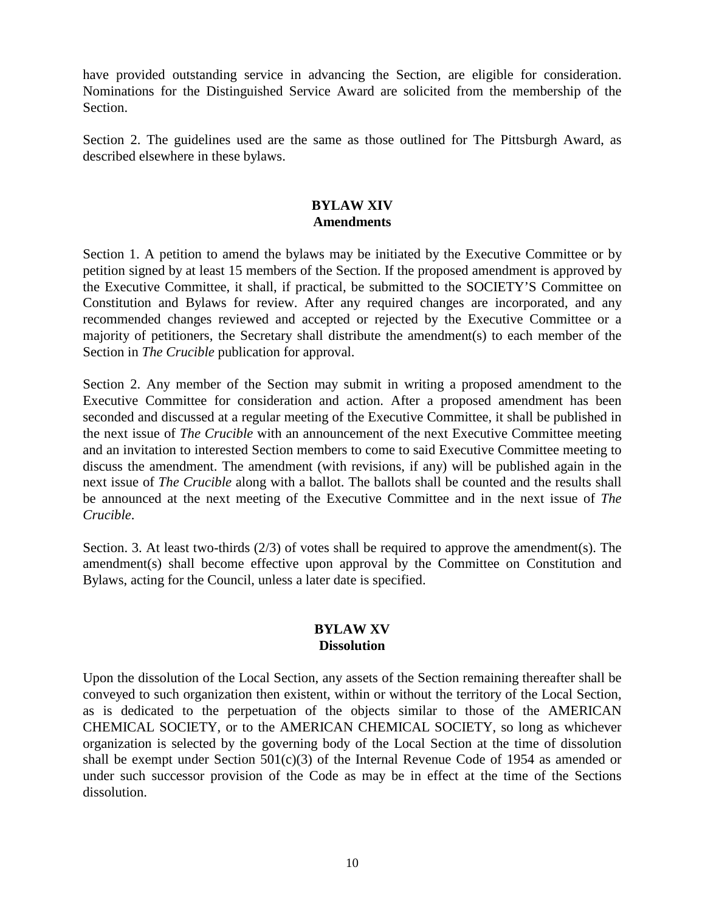have provided outstanding service in advancing the Section, are eligible for consideration. Nominations for the Distinguished Service Award are solicited from the membership of the Section.

Section 2. The guidelines used are the same as those outlined for The Pittsburgh Award, as described elsewhere in these bylaws.

## BYLAW XIV
## Amendments

Section 1. A petition to amend the bylaws may be initiated by the Executive Committee or by petition signed by at least 15 members of the Section. If the proposed amendment is approved by the Executive Committee, it shall, if practical, be submitted to the SOCIETY'S Committee on Constitution and Bylaws for review. After any required changes are incorporated, and any recommended changes reviewed and accepted or rejected by the Executive Committee or a majority of petitioners, the Secretary shall distribute the amendment(s) to each member of the Section in *The Crucible* publication for approval.

Section 2. Any member of the Section may submit in writing a proposed amendment to the Executive Committee for consideration and action. After a proposed amendment has been seconded and discussed at a regular meeting of the Executive Committee, it shall be published in the next issue of *The Crucible* with an announcement of the next Executive Committee meeting and an invitation to interested Section members to come to said Executive Committee meeting to discuss the amendment. The amendment (with revisions, if any) will be published again in the next issue of *The Crucible* along with a ballot. The ballots shall be counted and the results shall be announced at the next meeting of the Executive Committee and in the next issue of *The Crucible*.

Section. 3. At least two-thirds (2/3) of votes shall be required to approve the amendment(s). The amendment(s) shall become effective upon approval by the Committee on Constitution and Bylaws, acting for the Council, unless a later date is specified.

## BYLAW XV
## Dissolution

Upon the dissolution of the Local Section, any assets of the Section remaining thereafter shall be conveyed to such organization then existent, within or without the territory of the Local Section, as is dedicated to the perpetuation of the objects similar to those of the AMERICAN CHEMICAL SOCIETY, or to the AMERICAN CHEMICAL SOCIETY, so long as whichever organization is selected by the governing body of the Local Section at the time of dissolution shall be exempt under Section 501(c)(3) of the Internal Revenue Code of 1954 as amended or under such successor provision of the Code as may be in effect at the time of the Sections dissolution.